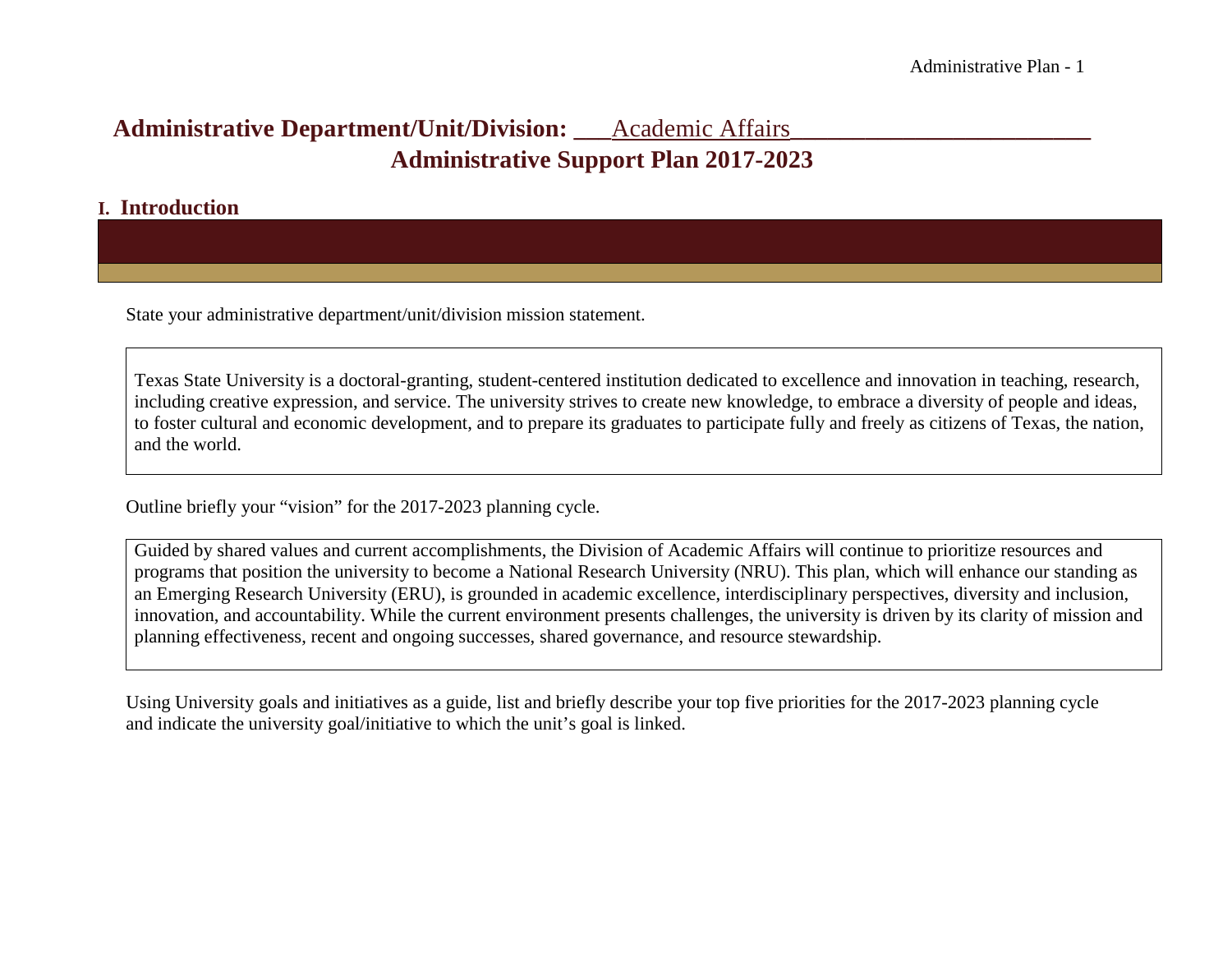# Administrative Department/Unit/Division: ___Academic Affairs_________________________

# Administrative Support Plan 2017-2023

## I. Introduction

State your administrative department/unit/division mission statement.

Texas State University is a doctoral-granting, student-centered institution dedicated to excellence and innovation in teaching, research, including creative expression, and service. The university strives to create new knowledge, to embrace a diversity of people and ideas, to foster cultural and economic development, and to prepare its graduates to participate fully and freely as citizens of Texas, the nation, and the world.

Outline briefly your "vision" for the 2017-2023 planning cycle.

Guided by shared values and current accomplishments, the Division of Academic Affairs will continue to prioritize resources and programs that position the university to become a National Research University (NRU). This plan, which will enhance our standing as an Emerging Research University (ERU), is grounded in academic excellence, interdisciplinary perspectives, diversity and inclusion, innovation, and accountability. While the current environment presents challenges, the university is driven by its clarity of mission and planning effectiveness, recent and ongoing successes, shared governance, and resource stewardship.

Using University goals and initiatives as a guide, list and briefly describe your top five priorities for the 2017-2023 planning cycle and indicate the university goal/initiative to which the unit's goal is linked.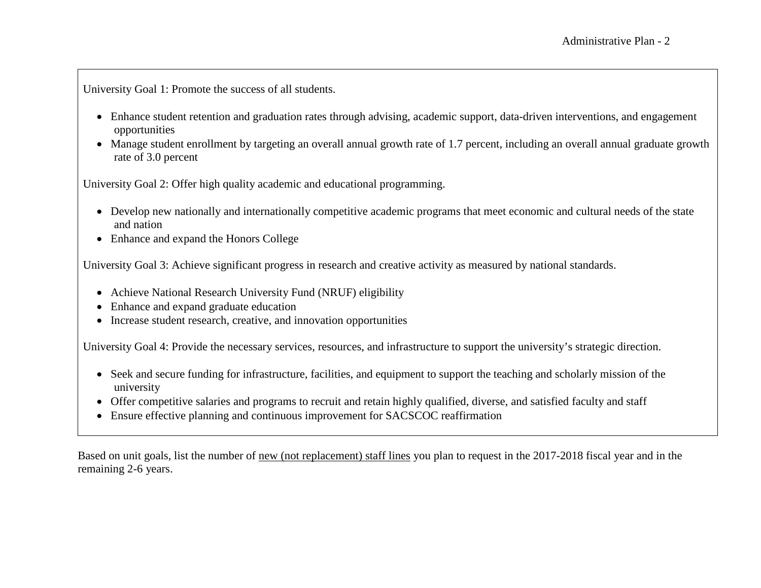University Goal 1: Promote the success of all students.

- Enhance student retention and graduation rates through advising, academic support, data-driven interventions, and engagement opportunities
- Manage student enrollment by targeting an overall annual growth rate of 1.7 percent, including an overall annual graduate growth rate of 3.0 percent

University Goal 2: Offer high quality academic and educational programming.

- Develop new nationally and internationally competitive academic programs that meet economic and cultural needs of the state and nation
- Enhance and expand the Honors College

University Goal 3: Achieve significant progress in research and creative activity as measured by national standards.

- Achieve National Research University Fund (NRUF) eligibility
- Enhance and expand graduate education
- Increase student research, creative, and innovation opportunities

University Goal 4: Provide the necessary services, resources, and infrastructure to support the university's strategic direction.

- Seek and secure funding for infrastructure, facilities, and equipment to support the teaching and scholarly mission of the university
- Offer competitive salaries and programs to recruit and retain highly qualified, diverse, and satisfied faculty and staff
- Ensure effective planning and continuous improvement for SACSCOC reaffirmation

Based on unit goals, list the number of new (not replacement) staff lines you plan to request in the 2017-2018 fiscal year and in the remaining 2-6 years.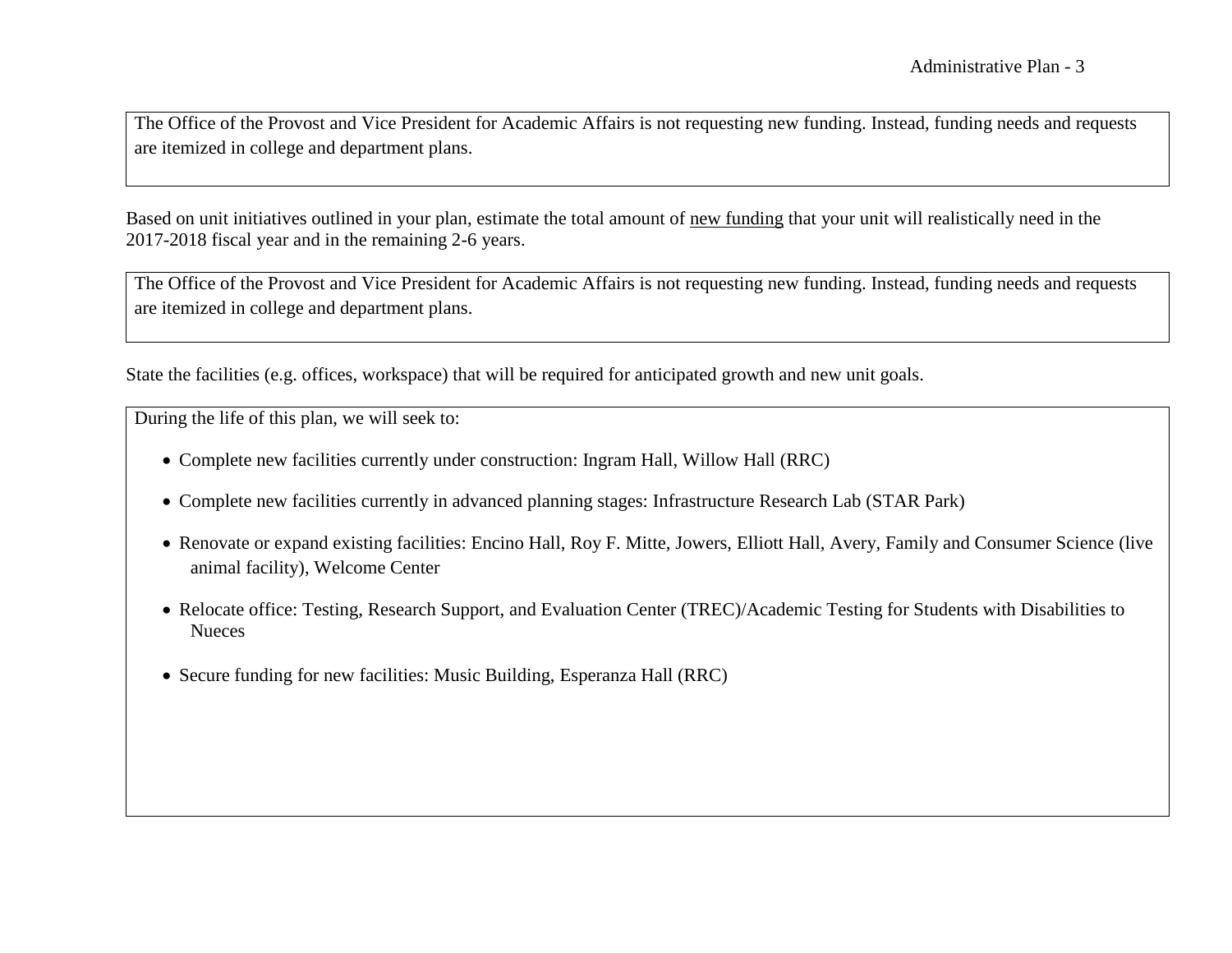The Office of the Provost and Vice President for Academic Affairs is not requesting new funding. Instead, funding needs and requests are itemized in college and department plans.

Based on unit initiatives outlined in your plan, estimate the total amount of new funding that your unit will realistically need in the 2017-2018 fiscal year and in the remaining 2-6 years.

The Office of the Provost and Vice President for Academic Affairs is not requesting new funding. Instead, funding needs and requests are itemized in college and department plans.

State the facilities (e.g. offices, workspace) that will be required for anticipated growth and new unit goals.

During the life of this plan, we will seek to:

- Complete new facilities currently under construction: Ingram Hall, Willow Hall (RRC)
- Complete new facilities currently in advanced planning stages: Infrastructure Research Lab (STAR Park)
- Renovate or expand existing facilities: Encino Hall, Roy F. Mitte, Jowers, Elliott Hall, Avery, Family and Consumer Science (live animal facility), Welcome Center
- Relocate office: Testing, Research Support, and Evaluation Center (TREC)/Academic Testing for Students with Disabilities to Nueces
- Secure funding for new facilities: Music Building, Esperanza Hall (RRC)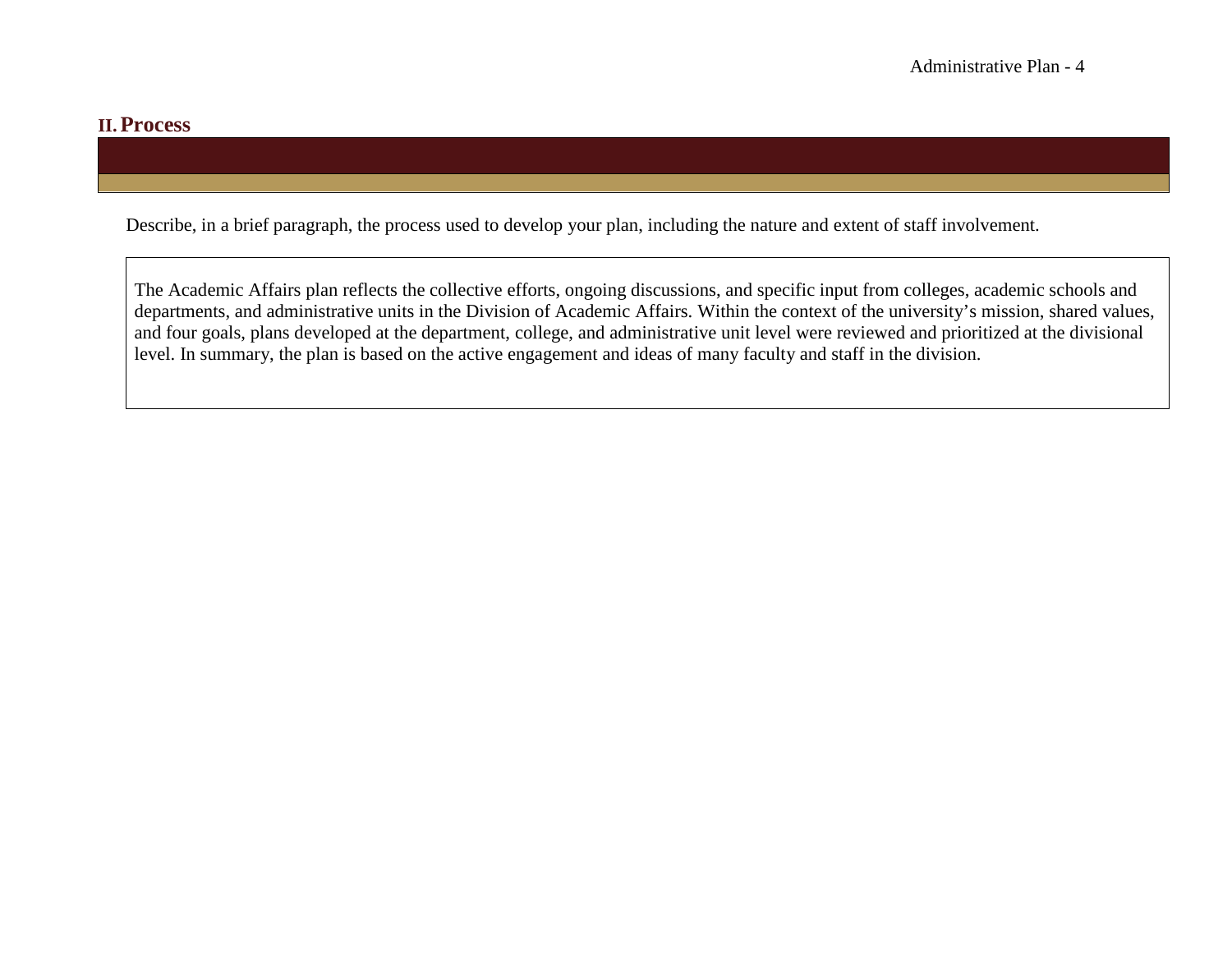## II. Process

Describe, in a brief paragraph, the process used to develop your plan, including the nature and extent of staff involvement.

The Academic Affairs plan reflects the collective efforts, ongoing discussions, and specific input from colleges, academic schools and departments, and administrative units in the Division of Academic Affairs. Within the context of the university's mission, shared values, and four goals, plans developed at the department, college, and administrative unit level were reviewed and prioritized at the divisional level. In summary, the plan is based on the active engagement and ideas of many faculty and staff in the division.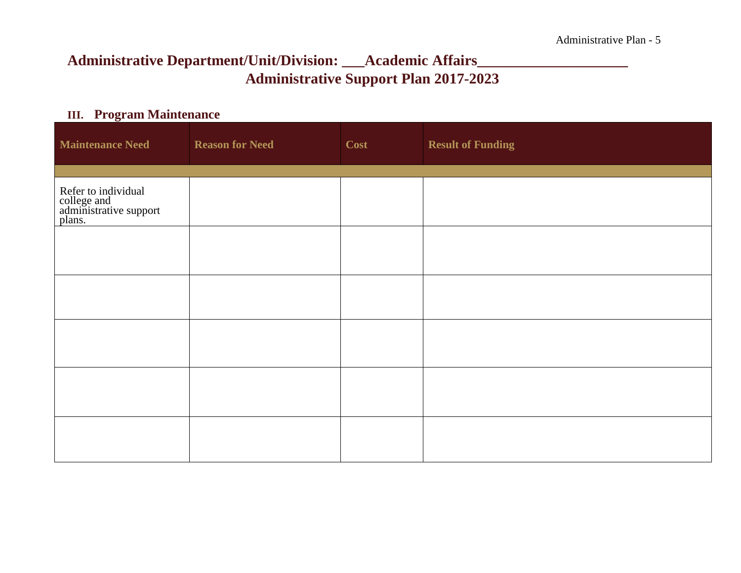# Administrative Department/Unit/Division: ___Academic Affairs____________________

## Administrative Support Plan 2017-2023

### III. Program Maintenance

| Maintenance Need | Reason for Need | Cost | Result of Funding |
|---|---|---|---|
| | | | |
| Refer to individual college and administrative support plans. | | | |
| | | | |
| | | | |
| | | | |
| | | | |
| | | | |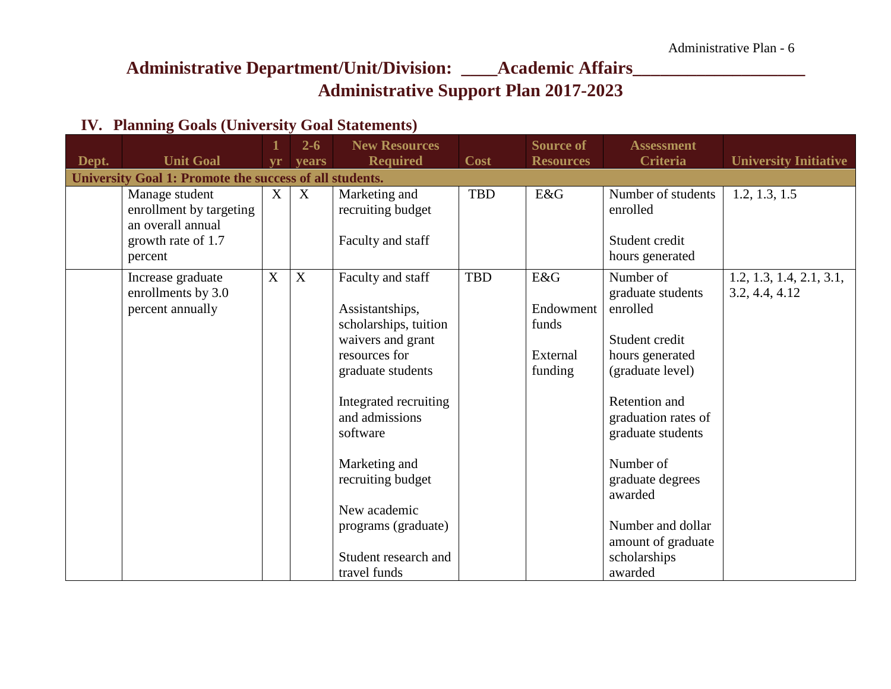## Administrative Department/Unit/Division: ____Academic Affairs____________________

## Administrative Support Plan 2017-2023

### IV. Planning Goals (University Goal Statements)

| Dept. | Unit Goal | 1 yr | 2-6 years | New Resources Required | Cost | Source of Resources | Assessment Criteria | University Initiative |
|---|---|---|---|---|---|---|---|---|
| **University Goal 1: Promote the success of all students.** | | | | | | | | |
| | Manage student enrollment by targeting an overall annual growth rate of 1.7 percent | X | X | Marketing and recruiting budget<br><br>Faculty and staff | TBD | E&G | Number of students enrolled<br><br>Student credit hours generated | 1.2, 1.3, 1.5 |
| | Increase graduate enrollments by 3.0 percent annually | X | X | Faculty and staff<br><br>Assistantships, scholarships, tuition waivers and grant resources for graduate students<br><br>Integrated recruiting and admissions software<br><br>Marketing and recruiting budget<br><br>New academic programs (graduate)<br><br>Student research and travel funds | TBD | E&G<br><br>Endowment funds<br><br>External funding | Number of graduate students enrolled<br><br>Student credit hours generated (graduate level)<br><br>Retention and graduation rates of graduate students<br><br>Number of graduate degrees awarded<br><br>Number and dollar amount of graduate scholarships awarded | 1.2, 1.3, 1.4, 2.1, 3.1, 3.2, 4.4, 4.12 |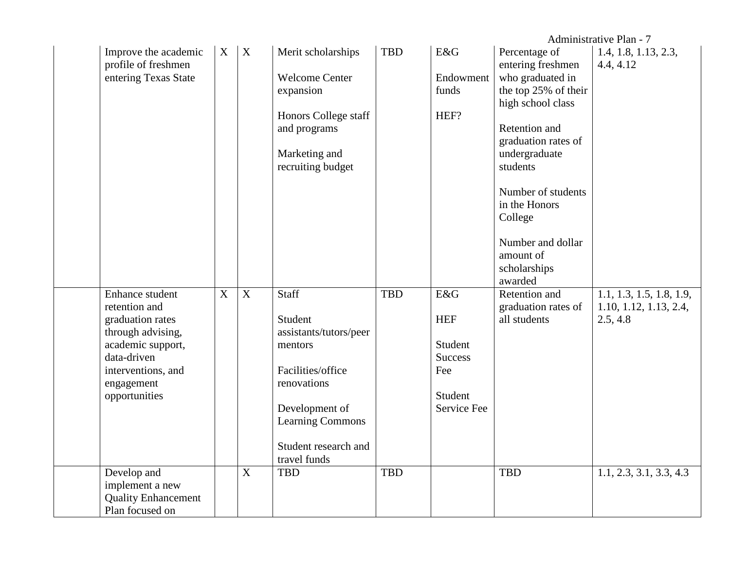| | | | | | | | | |
|---|---|---|---|---|---|---|---|---|
| | Improve the academic profile of freshmen entering Texas State | X | X | Merit scholarships<br><br>Welcome Center expansion<br><br>Honors College staff and programs<br><br>Marketing and recruiting budget | TBD | E&G<br><br>Endowment funds<br><br>HEF? | Percentage of entering freshmen who graduated in the top 25% of their high school class<br><br>Retention and graduation rates of undergraduate students<br><br>Number of students in the Honors College<br><br>Number and dollar amount of scholarships awarded | 1.4, 1.8, 1.13, 2.3, 4.4, 4.12 |
| | Enhance student retention and graduation rates through advising, academic support, data-driven interventions, and engagement opportunities | X | X | Staff<br><br>Student assistants/tutors/peer mentors<br><br>Facilities/office renovations<br><br>Development of Learning Commons<br><br>Student research and travel funds | TBD | E&G<br><br>HEF<br><br>Student Success Fee<br><br>Student Service Fee | Retention and graduation rates of all students | 1.1, 1.3, 1.5, 1.8, 1.9, 1.10, 1.12, 1.13, 2.4, 2.5, 4.8 |
| | Develop and implement a new Quality Enhancement Plan focused on | | X | TBD | TBD | | TBD | 1.1, 2.3, 3.1, 3.3, 4.3 |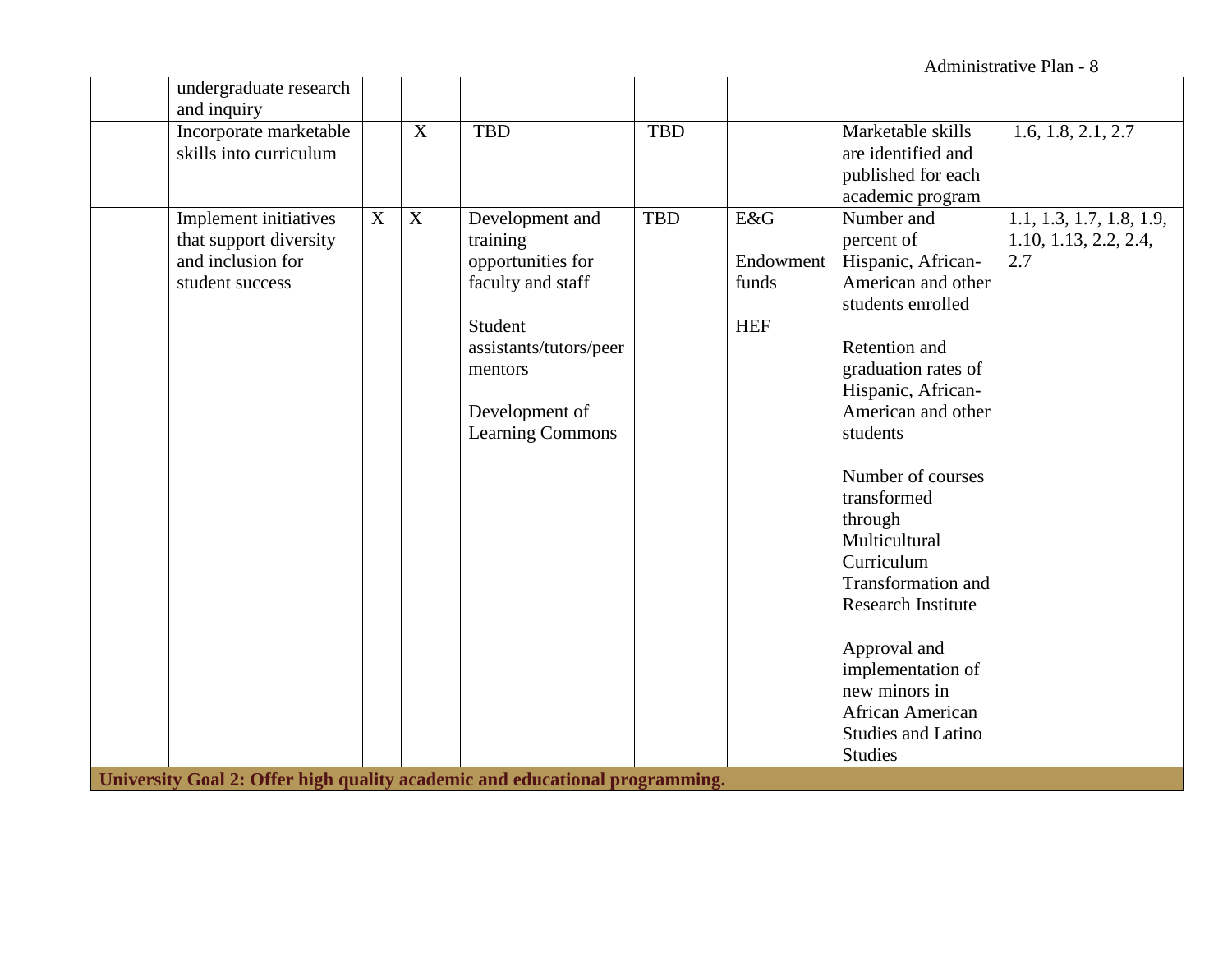| | | | | | | | | |
|---|---|---|---|---|---|---|---|---|
| | undergraduate research and inquiry | | | | | | | |
| | Incorporate marketable skills into curriculum | | X | TBD | TBD | | Marketable skills are identified and published for each academic program | 1.6, 1.8, 2.1, 2.7 |
| | Implement initiatives that support diversity and inclusion for student success | X | X | Development and training opportunities for faculty and staff<br><br>Student assistants/tutors/peer mentors<br><br>Development of Learning Commons | TBD | E&G<br><br>Endowment funds<br><br>HEF | Number and percent of Hispanic, African-American and other students enrolled<br><br>Retention and graduation rates of Hispanic, African-American and other students<br><br>Number of courses transformed through Multicultural Curriculum Transformation and Research Institute<br><br>Approval and implementation of new minors in African American Studies and Latino Studies | 1.1, 1.3, 1.7, 1.8, 1.9, 1.10, 1.13, 2.2, 2.4, 2.7 |
| **University Goal 2: Offer high quality academic and educational programming.** | | | | | | | | |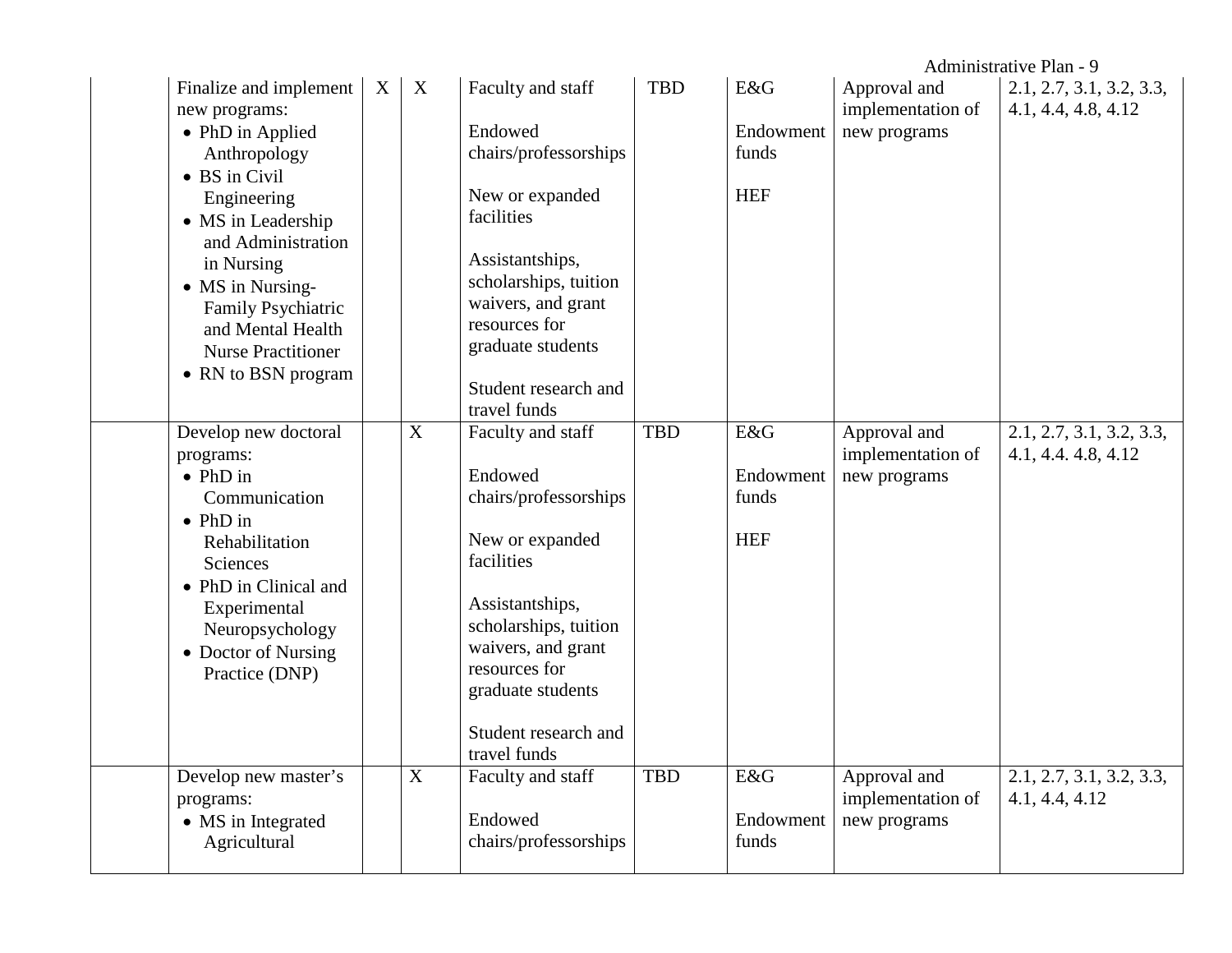|  |  |  |  |  |  |  |  |  |
|---|---|---|---|---|---|---|---|---|
|  | Finalize and implement new programs:<br>• PhD in Applied Anthropology<br>• BS in Civil Engineering<br>• MS in Leadership and Administration in Nursing<br>• MS in Nursing-Family Psychiatric and Mental Health Nurse Practitioner<br>• RN to BSN program | X | X | Faculty and staff<br><br>Endowed chairs/professorships<br><br>New or expanded facilities<br><br>Assistantships, scholarships, tuition waivers, and grant resources for graduate students<br><br>Student research and travel funds | TBD | E&G<br><br>Endowment funds<br><br>HEF | Approval and implementation of new programs | 2.1, 2.7, 3.1, 3.2, 3.3, 4.1, 4.4, 4.8, 4.12 |
|  | Develop new doctoral programs:<br>• PhD in Communication<br>• PhD in Rehabilitation Sciences<br>• PhD in Clinical and Experimental Neuropsychology<br>• Doctor of Nursing Practice (DNP) |  | X | Faculty and staff<br><br>Endowed chairs/professorships<br><br>New or expanded facilities<br><br>Assistantships, scholarships, tuition waivers, and grant resources for graduate students<br><br>Student research and travel funds | TBD | E&G<br><br>Endowment funds<br><br>HEF | Approval and implementation of new programs | 2.1, 2.7, 3.1, 3.2, 3.3, 4.1, 4.4. 4.8, 4.12 |
|  | Develop new master's programs:<br>• MS in Integrated Agricultural |  | X | Faculty and staff<br><br>Endowed chairs/professorships | TBD | E&G<br><br>Endowment funds | Approval and implementation of new programs | 2.1, 2.7, 3.1, 3.2, 3.3, 4.1, 4.4, 4.12 |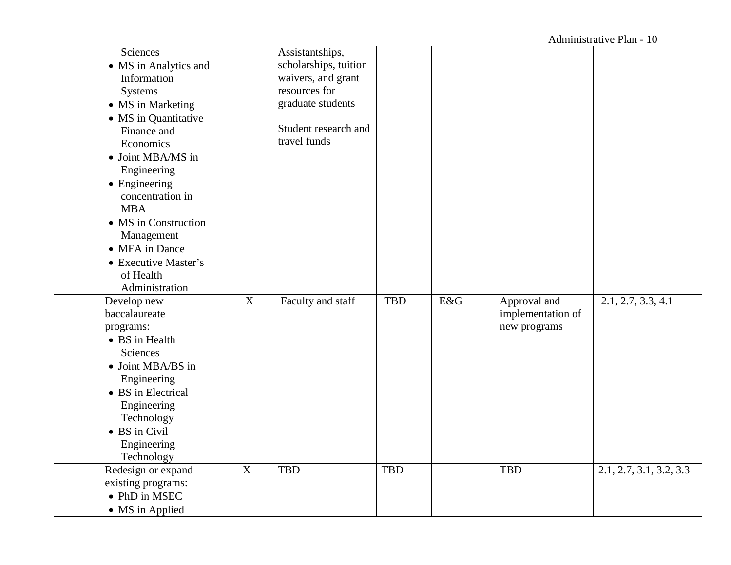| | | | | | | | | |
|---|---|---|---|---|---|---|---|---|
| | Sciences<br>• MS in Analytics and Information Systems<br>• MS in Marketing<br>• MS in Quantitative Finance and Economics<br>• Joint MBA/MS in Engineering<br>• Engineering concentration in MBA<br>• MS in Construction Management<br>• MFA in Dance<br>• Executive Master's of Health Administration | | | Assistantships, scholarships, tuition waivers, and grant resources for graduate students<br><br>Student research and travel funds | | | | |
| | Develop new baccalaureate programs:<br>• BS in Health Sciences<br>• Joint MBA/BS in Engineering<br>• BS in Electrical Engineering Technology<br>• BS in Civil Engineering Technology | | X | Faculty and staff | TBD | E&G | Approval and implementation of new programs | 2.1, 2.7, 3.3, 4.1 |
| | Redesign or expand existing programs:<br>• PhD in MSEC<br>• MS in Applied | | X | TBD | TBD | | TBD | 2.1, 2.7, 3.1, 3.2, 3.3 |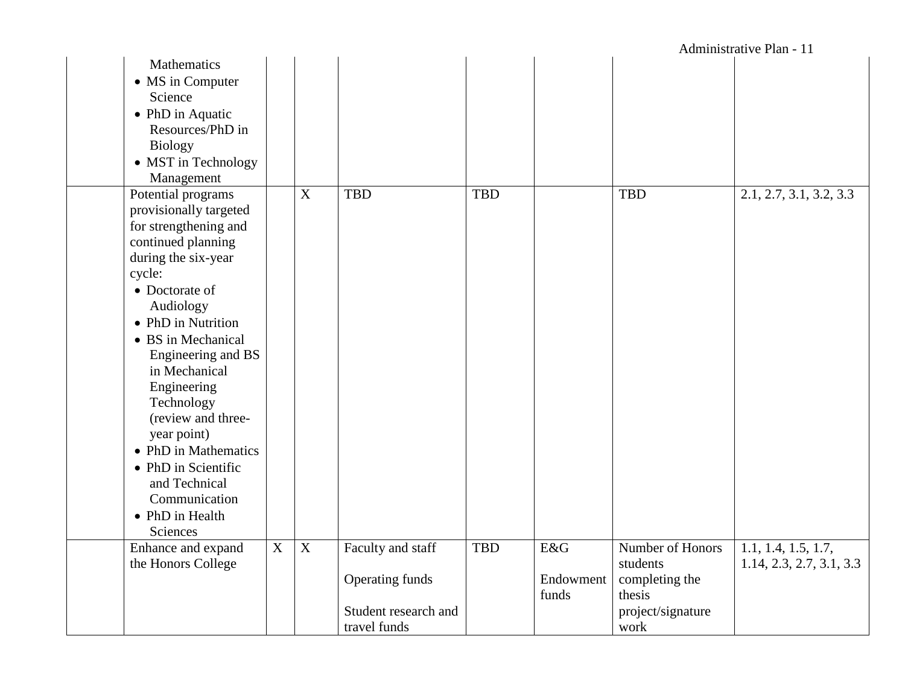| | | | | | | | | |
|---|---|---|---|---|---|---|---|---|
| | Mathematics<br>• MS in Computer Science<br>• PhD in Aquatic Resources/PhD in Biology<br>• MST in Technology Management | | | | | | | |
| | Potential programs provisionally targeted for strengthening and continued planning during the six-year cycle:<br>• Doctorate of Audiology<br>• PhD in Nutrition<br>• BS in Mechanical Engineering and BS in Mechanical Engineering Technology (review and three-year point)<br>• PhD in Mathematics<br>• PhD in Scientific and Technical Communication<br>• PhD in Health Sciences | | X | TBD | TBD | | TBD | 2.1, 2.7, 3.1, 3.2, 3.3 |
| | Enhance and expand the Honors College | X | X | Faculty and staff<br><br>Operating funds<br><br>Student research and travel funds | TBD | E&G<br><br>Endowment funds | Number of Honors students completing the thesis project/signature work | 1.1, 1.4, 1.5, 1.7, 1.14, 2.3, 2.7, 3.1, 3.3 |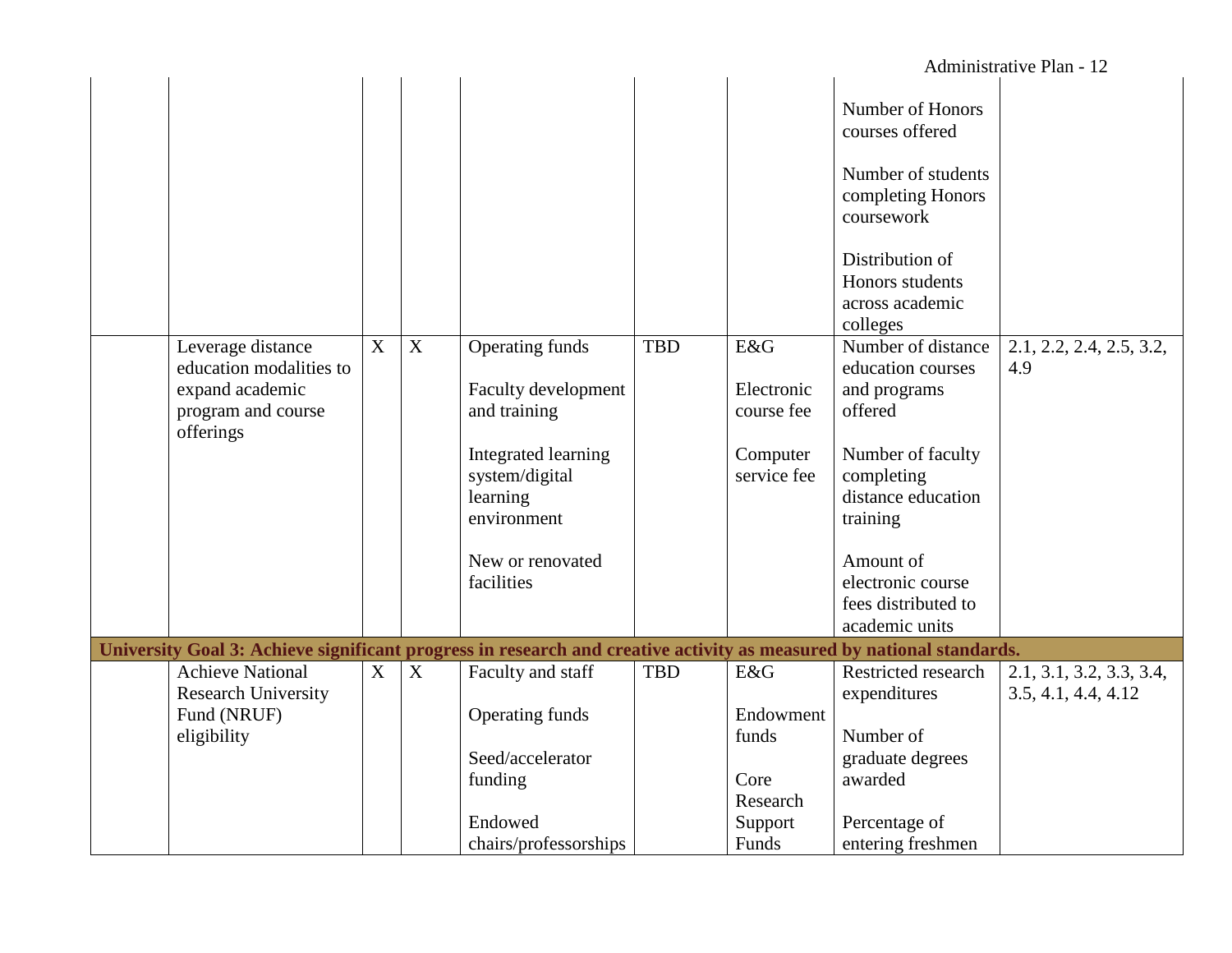| | | | | | | | | |
|---|---|---|---|---|---|---|---|---|
| | | | | | | | Number of Honors courses offered<br><br>Number of students completing Honors coursework<br><br>Distribution of Honors students across academic colleges | |
| | Leverage distance education modalities to expand academic program and course offerings | X | X | Operating funds<br><br>Faculty development and training<br><br>Integrated learning system/digital learning environment<br><br>New or renovated facilities | TBD | E&G<br><br>Electronic course fee<br><br>Computer service fee | Number of distance education courses and programs offered<br><br>Number of faculty completing distance education training<br><br>Amount of electronic course fees distributed to academic units | 2.1, 2.2, 2.4, 2.5, 3.2, 4.9 |
| **University Goal 3: Achieve significant progress in research and creative activity as measured by national standards.** | | | | | | | | |
| | Achieve National Research University Fund (NRUF) eligibility | X | X | Faculty and staff<br><br>Operating funds<br><br>Seed/accelerator funding<br><br>Endowed chairs/professorships | TBD | E&G<br><br>Endowment funds<br><br>Core Research Support Funds | Restricted research expenditures<br><br>Number of graduate degrees awarded<br><br>Percentage of entering freshmen | 2.1, 3.1, 3.2, 3.3, 3.4, 3.5, 4.1, 4.4, 4.12 |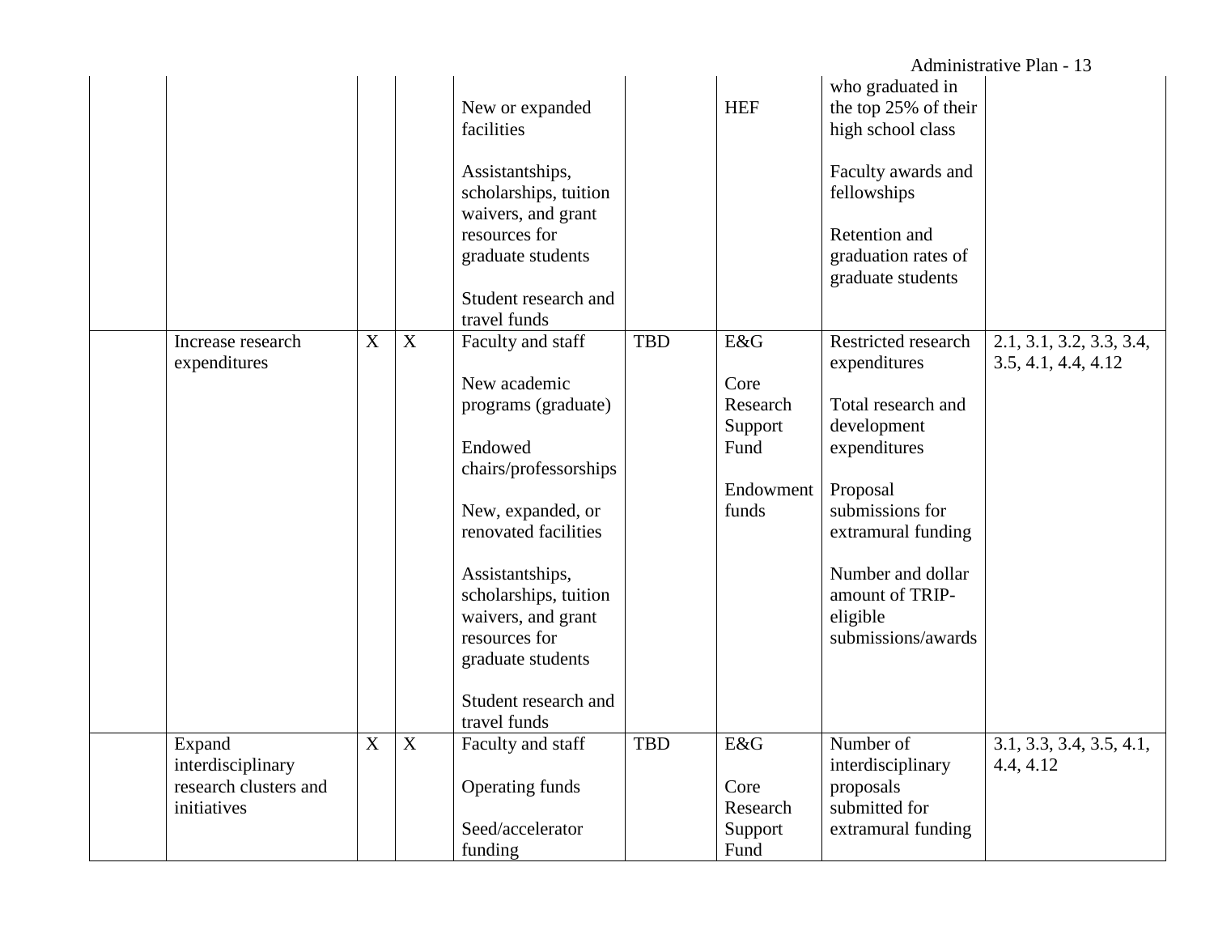| | | | | | | | | |
|---|---|---|---|---|---|---|---|---|
| | | | | New or expanded facilities<br><br>Assistantships, scholarships, tuition waivers, and grant resources for graduate students<br><br>Student research and travel funds | | HEF | who graduated in the top 25% of their high school class<br><br>Faculty awards and fellowships<br><br>Retention and graduation rates of graduate students | |
| | Increase research expenditures | X | X | Faculty and staff<br><br>New academic programs (graduate)<br><br>Endowed chairs/professorships<br><br>New, expanded, or renovated facilities<br><br>Assistantships, scholarships, tuition waivers, and grant resources for graduate students<br><br>Student research and travel funds | TBD | E&G<br><br>Core Research Support Fund<br><br>Endowment funds | Restricted research expenditures<br><br>Total research and development expenditures<br><br>Proposal submissions for extramural funding<br><br>Number and dollar amount of TRIP-eligible submissions/awards | 2.1, 3.1, 3.2, 3.3, 3.4, 3.5, 4.1, 4.4, 4.12 |
| | Expand interdisciplinary research clusters and initiatives | X | X | Faculty and staff<br><br>Operating funds<br><br>Seed/accelerator funding | TBD | E&G<br><br>Core Research Support Fund | Number of interdisciplinary proposals submitted for extramural funding | 3.1, 3.3, 3.4, 3.5, 4.1, 4.4, 4.12 |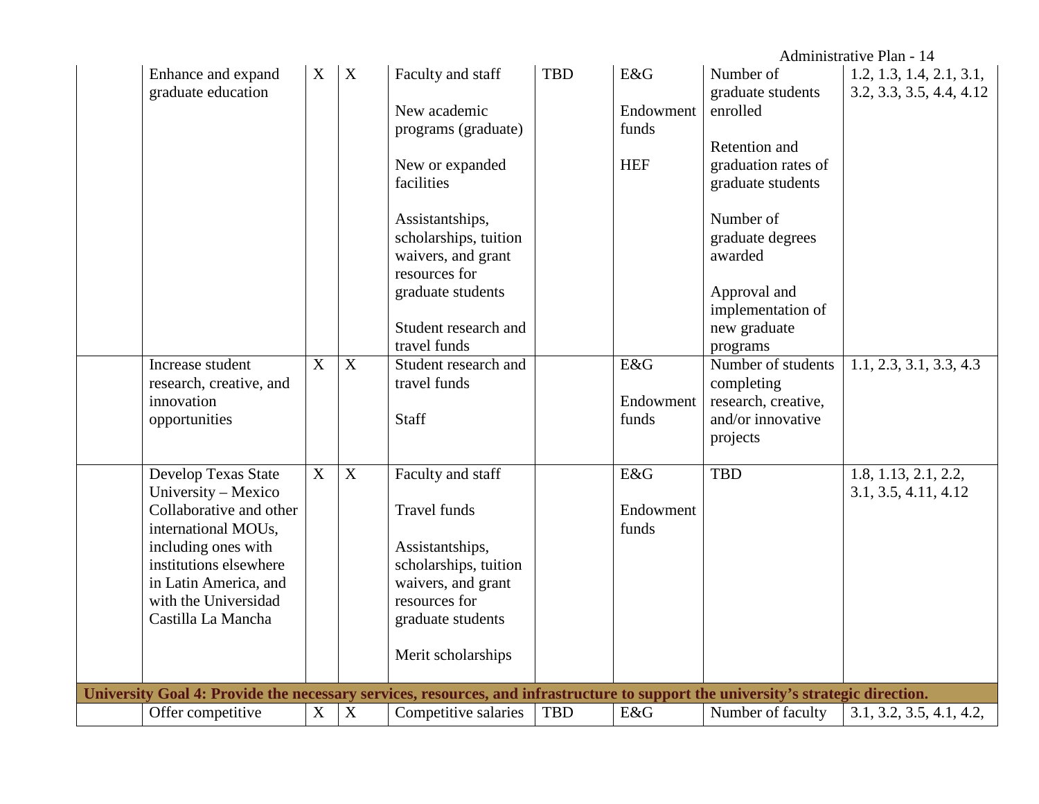| | | | | | | | | |
|---|---|---|---|---|---|---|---|---|
| | Enhance and expand graduate education | X | X | Faculty and staff<br><br>New academic programs (graduate)<br><br>New or expanded facilities<br><br>Assistantships, scholarships, tuition waivers, and grant resources for graduate students<br><br>Student research and travel funds | TBD | E&G<br><br>Endowment funds<br><br>HEF | Number of graduate students enrolled<br><br>Retention and graduation rates of graduate students<br><br>Number of graduate degrees awarded<br><br>Approval and implementation of new graduate programs | 1.2, 1.3, 1.4, 2.1, 3.1, 3.2, 3.3, 3.5, 4.4, 4.12 |
| | Increase student research, creative, and innovation opportunities | X | X | Student research and travel funds<br><br>Staff | | E&G<br><br>Endowment funds | Number of students completing research, creative, and/or innovative projects | 1.1, 2.3, 3.1, 3.3, 4.3 |
| | Develop Texas State University – Mexico Collaborative and other international MOUs, including ones with institutions elsewhere in Latin America, and with the Universidad Castilla La Mancha | X | X | Faculty and staff<br><br>Travel funds<br><br>Assistantships, scholarships, tuition waivers, and grant resources for graduate students<br><br>Merit scholarships | | E&G<br><br>Endowment funds | TBD | 1.8, 1.13, 2.1, 2.2, 3.1, 3.5, 4.11, 4.12 |
| **University Goal 4: Provide the necessary services, resources, and infrastructure to support the university's strategic direction.** | | | | | | | | |
| | Offer competitive | X | X | Competitive salaries | TBD | E&G | Number of faculty | 3.1, 3.2, 3.5, 4.1, 4.2, |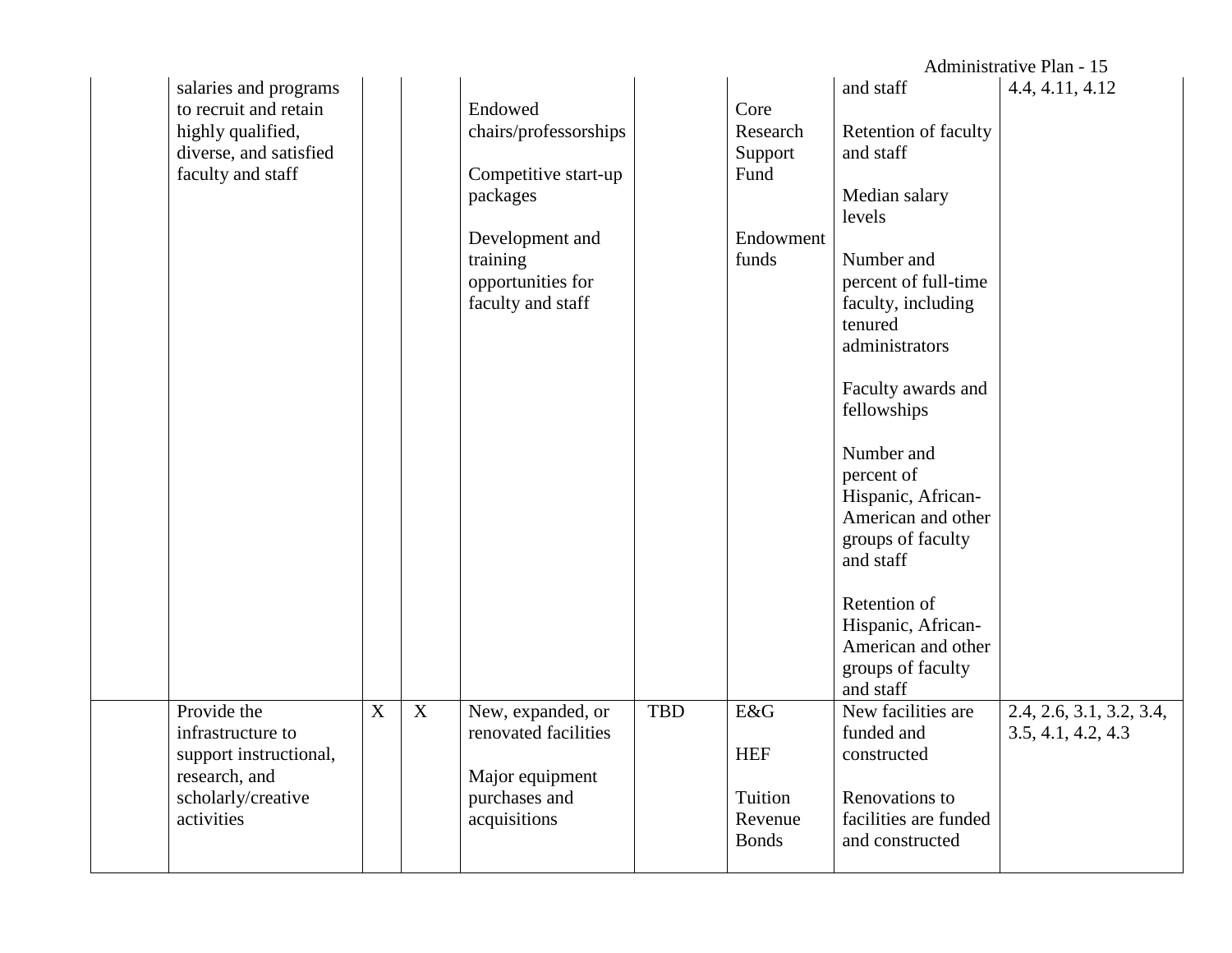| | | | | | | | | |
|---|---|---|---|---|---|---|---|---|
| | salaries and programs to recruit and retain highly qualified, diverse, and satisfied faculty and staff | | | Endowed chairs/professorships<br><br>Competitive start-up packages<br><br>Development and training opportunities for faculty and staff | | Core Research Support Fund<br><br>Endowment funds | and staff<br><br>Retention of faculty and staff<br><br>Median salary levels<br><br>Number and percent of full-time faculty, including tenured administrators<br><br>Faculty awards and fellowships<br><br>Number and percent of Hispanic, African-American and other groups of faculty and staff<br><br>Retention of Hispanic, African-American and other groups of faculty and staff | 4.4, 4.11, 4.12 |
| | Provide the infrastructure to support instructional, research, and scholarly/creative activities | X | X | New, expanded, or renovated facilities<br><br>Major equipment purchases and acquisitions | TBD | E&G<br><br>HEF<br><br>Tuition Revenue Bonds | New facilities are funded and constructed<br><br>Renovations to facilities are funded and constructed | 2.4, 2.6, 3.1, 3.2, 3.4, 3.5, 4.1, 4.2, 4.3 |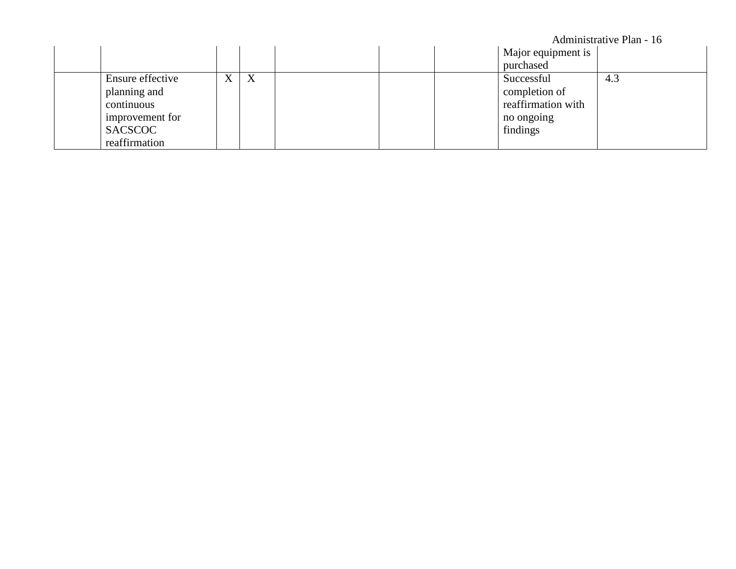| | | | | | | | | |
|---|---|---|---|---|---|---|---|---|
| | | | | | | | Major equipment is purchased | |
| | Ensure effective planning and continuous improvement for SACSCOC reaffirmation | X | X | | | | Successful completion of reaffirmation with no ongoing findings | 4.3 |